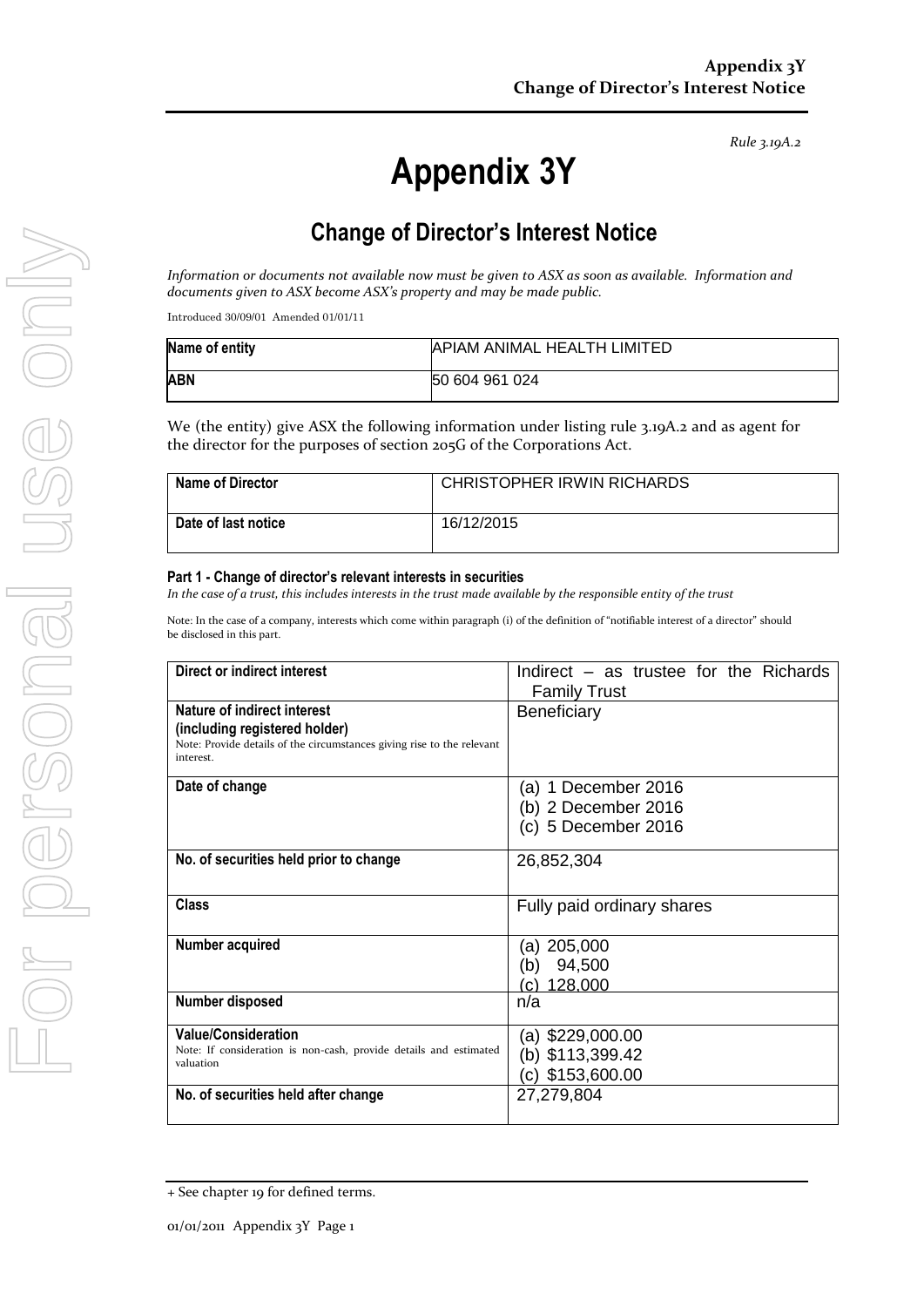*Rule 3.19A.2*

# Appendix 3Y

## Change of Director's Interest Notice

*Information or documents not available now must be given to ASX as soon as available. Information and documents given to ASX become ASX's property and may be made public.*

Introduced 30/09/01 Amended 01/01/11

| Name of entity | APIAM ANIMAL HEALTH LIMITED |
|---|---|
| ABN | 50 604 961 024 |

We (the entity) give ASX the following information under listing rule 3.19A.2 and as agent for the director for the purposes of section 205G of the Corporations Act.

| Name of Director | CHRISTOPHER IRWIN RICHARDS |
|---|---|
| Date of last notice | 16/12/2015 |

**Part 1 - Change of director's relevant interests in securities**

*In the case of a trust, this includes interests in the trust made available by the responsible entity of the trust*

Note: In the case of a company, interests which come within paragraph (i) of the definition of "notifiable interest of a director" should be disclosed in this part.

| Direct or indirect interest | Indirect – as trustee for the Richards Family Trust |
|---|---|
| **Nature of indirect interest (including registered holder)**<br>Note: Provide details of the circumstances giving rise to the relevant interest. | Beneficiary |
| **Date of change** | (a) 1 December 2016<br>(b) 2 December 2016<br>(c) 5 December 2016 |
| **No. of securities held prior to change** | 26,852,304 |
| **Class** | Fully paid ordinary shares |
| **Number acquired** | (a) 205,000<br>(b) 94,500<br>(c) 128,000 |
| **Number disposed** | n/a |
| **Value/Consideration**<br>Note: If consideration is non-cash, provide details and estimated valuation | (a) $229,000.00<br>(b) $113,399.42<br>(c) $153,600.00 |
| **No. of securities held after change** | 27,279,804 |

+ See chapter 19 for defined terms.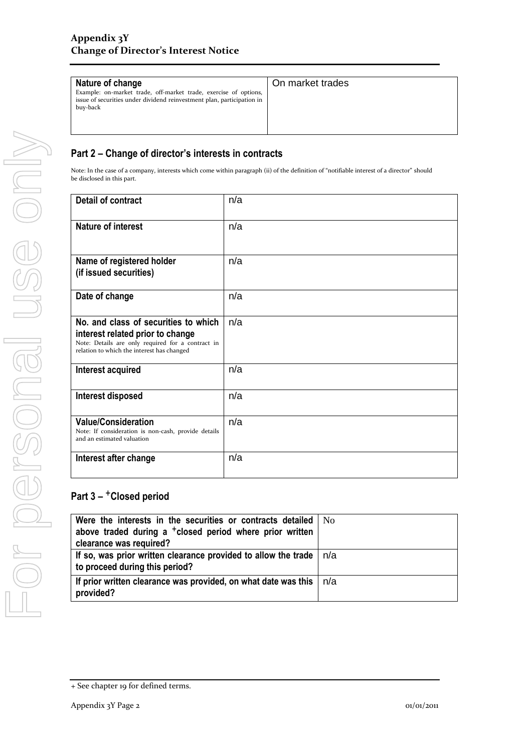| | |
|---|---|
| **Nature of change**<br>Example: on-market trade, off-market trade, exercise of options, issue of securities under dividend reinvestment plan, participation in buy-back | On market trades |

## Part 2 – Change of director's interests in contracts

Note: In the case of a company, interests which come within paragraph (ii) of the definition of "notifiable interest of a director" should be disclosed in this part.

| | |
|---|---|
| **Detail of contract** | n/a |
| **Nature of interest** | n/a |
| **Name of registered holder (if issued securities)** | n/a |
| **Date of change** | n/a |
| **No. and class of securities to which interest related prior to change**<br>Note: Details are only required for a contract in relation to which the interest has changed | n/a |
| **Interest acquired** | n/a |
| **Interest disposed** | n/a |
| **Value/Consideration**<br>Note: If consideration is non-cash, provide details and an estimated valuation | n/a |
| **Interest after change** | n/a |

## Part 3 – +Closed period

| | |
|---|---|
| **Were the interests in the securities or contracts detailed above traded during a +closed period where prior written clearance was required?** | No |
| **If so, was prior written clearance provided to allow the trade to proceed during this period?** | n/a |
| **If prior written clearance was provided, on what date was this provided?** | n/a |

+ See chapter 19 for defined terms.